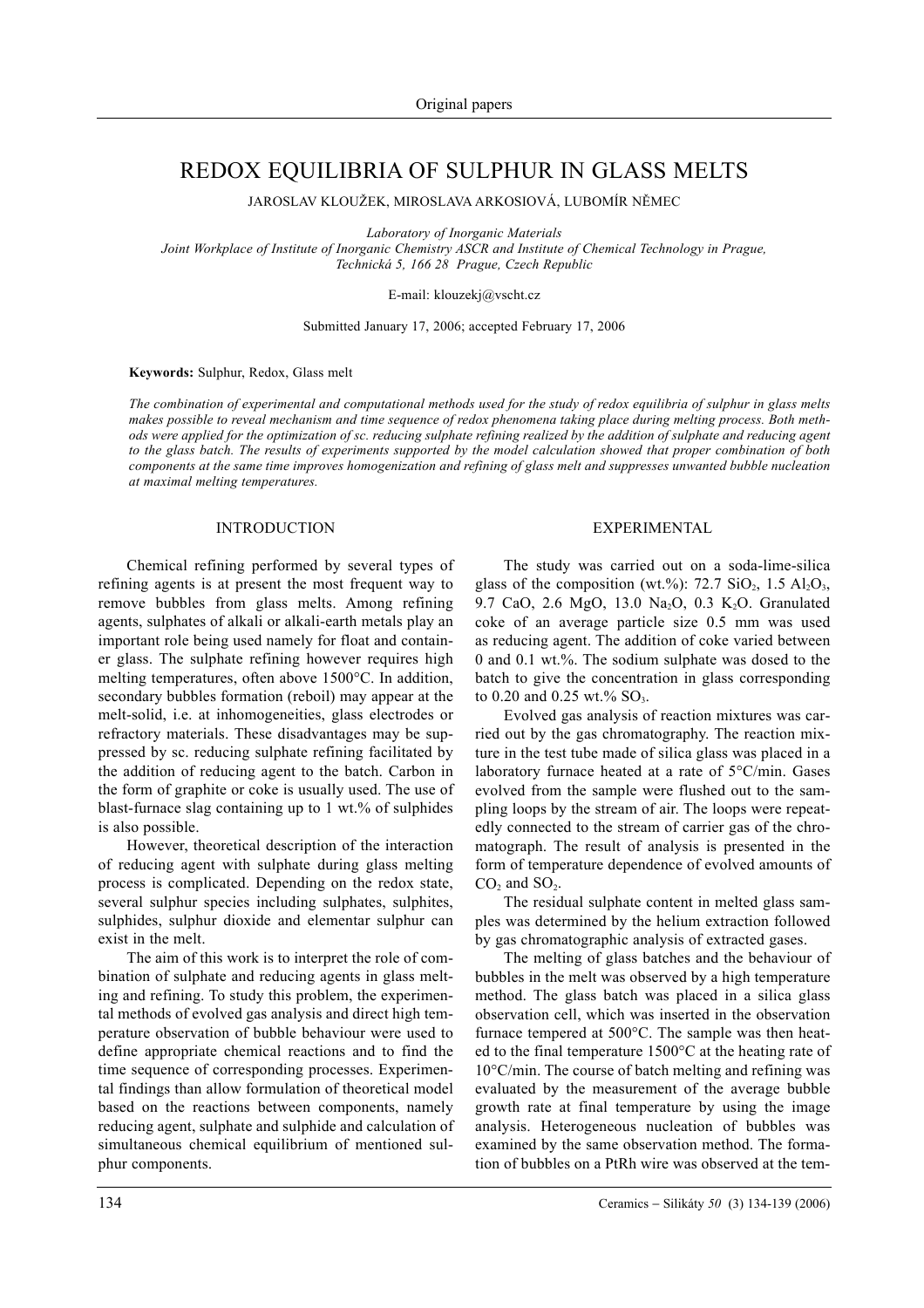# REDOX EQUILIBRIA OF SULPHUR IN GLASS MELTS

JAROSLAV KLOUŽEK, MIROSLAVA ARKOSIOVÁ, LUBOMÍR NĚMEC

*Laboratory of Inorganic Materials*
*Joint Workplace of Institute of Inorganic Chemistry ASCR and Institute of Chemical Technology in Prague, Technická 5, 166 28 Prague, Czech Republic*

E-mail: klouzekj@vscht.cz

Submitted January 17, 2006; accepted February 17, 2006

**Keywords:** Sulphur, Redox, Glass melt

*The combination of experimental and computational methods used for the study of redox equilibria of sulphur in glass melts makes possible to reveal mechanism and time sequence of redox phenomena taking place during melting process. Both methods were applied for the optimization of sc. reducing sulphate refining realized by the addition of sulphate and reducing agent to the glass batch. The results of experiments supported by the model calculation showed that proper combination of both components at the same time improves homogenization and refining of glass melt and suppresses unwanted bubble nucleation at maximal melting temperatures.*

## INTRODUCTION

Chemical refining performed by several types of refining agents is at present the most frequent way to remove bubbles from glass melts. Among refining agents, sulphates of alkali or alkali-earth metals play an important role being used namely for float and container glass. The sulphate refining however requires high melting temperatures, often above 1500°C. In addition, secondary bubbles formation (reboil) may appear at the melt-solid, i.e. at inhomogeneities, glass electrodes or refractory materials. These disadvantages may be suppressed by sc. reducing sulphate refining facilitated by the addition of reducing agent to the batch. Carbon in the form of graphite or coke is usually used. The use of blast-furnace slag containing up to 1 wt.% of sulphides is also possible.

However, theoretical description of the interaction of reducing agent with sulphate during glass melting process is complicated. Depending on the redox state, several sulphur species including sulphates, sulphites, sulphides, sulphur dioxide and elementar sulphur can exist in the melt.

The aim of this work is to interpret the role of combination of sulphate and reducing agents in glass melting and refining. To study this problem, the experimental methods of evolved gas analysis and direct high temperature observation of bubble behaviour were used to define appropriate chemical reactions and to find the time sequence of corresponding processes. Experimental findings than allow formulation of theoretical model based on the reactions between components, namely reducing agent, sulphate and sulphide and calculation of simultaneous chemical equilibrium of mentioned sulphur components.

## EXPERIMENTAL

The study was carried out on a soda-lime-silica glass of the composition (wt.%): 72.7 $SiO_2$, 1.5 $Al_2O_3$, 9.7 CaO, 2.6 MgO, 13.0 $Na_2O$, 0.3 $K_2O$. Granulated coke of an average particle size 0.5 mm was used as reducing agent. The addition of coke varied between 0 and 0.1 wt.%. The sodium sulphate was dosed to the batch to give the concentration in glass corresponding to 0.20 and 0.25 wt.% $SO_3$.

Evolved gas analysis of reaction mixtures was carried out by the gas chromatography. The reaction mixture in the test tube made of silica glass was placed in a laboratory furnace heated at a rate of 5°C/min. Gases evolved from the sample were flushed out to the sampling loops by the stream of air. The loops were repeatedly connected to the stream of carrier gas of the chromatograph. The result of analysis is presented in the form of temperature dependence of evolved amounts of $CO_2$ and $SO_2$.

The residual sulphate content in melted glass samples was determined by the helium extraction followed by gas chromatographic analysis of extracted gases.

The melting of glass batches and the behaviour of bubbles in the melt was observed by a high temperature method. The glass batch was placed in a silica glass observation cell, which was inserted in the observation furnace tempered at 500°C. The sample was then heated to the final temperature 1500°C at the heating rate of 10°C/min. The course of batch melting and refining was evaluated by the measurement of the average bubble growth rate at final temperature by using the image analysis. Heterogeneous nucleation of bubbles was examined by the same observation method. The formation of bubbles on a PtRh wire was observed at the tem-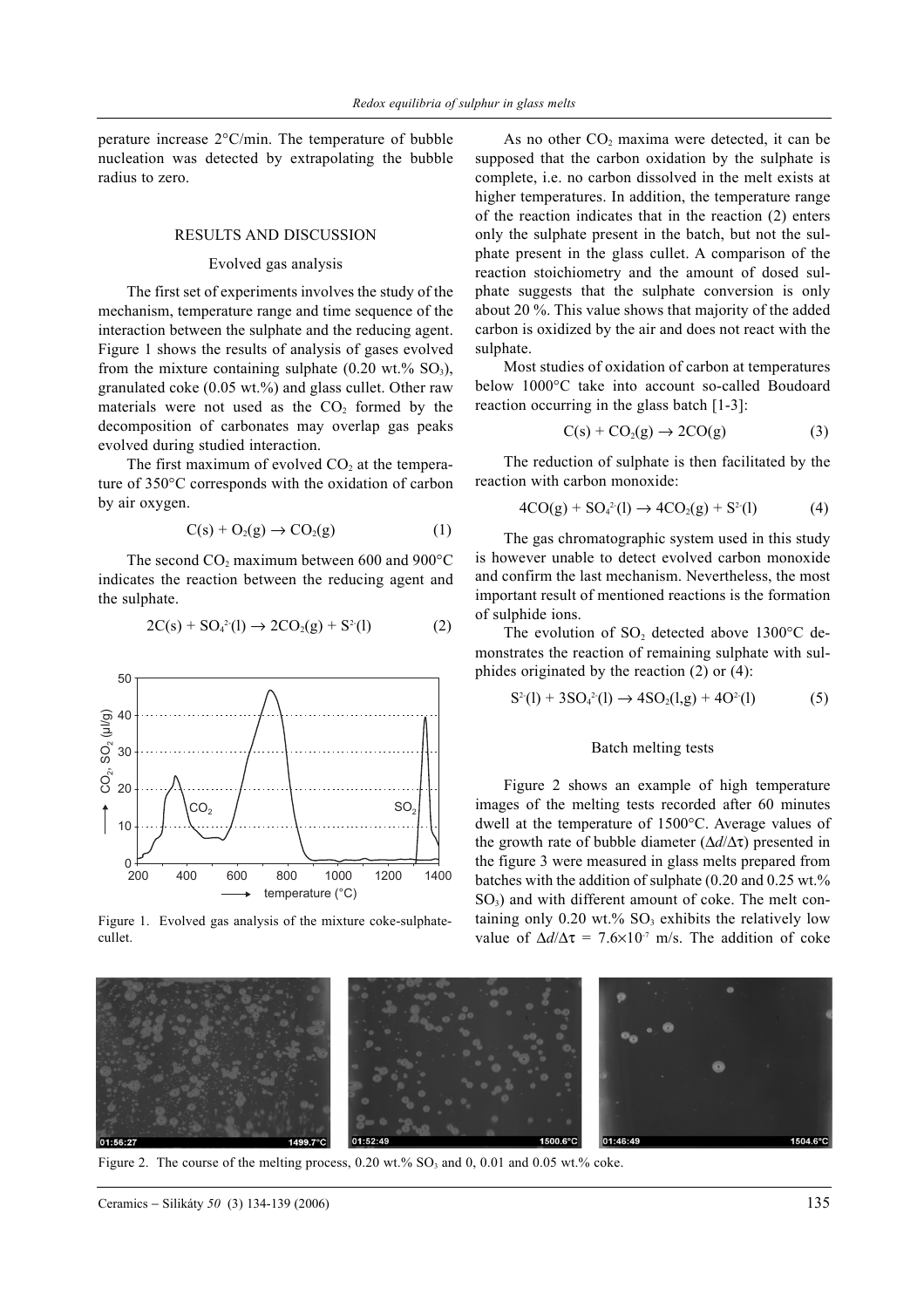perature increase 2°C/min. The temperature of bubble nucleation was detected by extrapolating the bubble radius to zero.

## RESULTS AND DISCUSSION

### Evolved gas analysis

The first set of experiments involves the study of the mechanism, temperature range and time sequence of the interaction between the sulphate and the reducing agent. Figure 1 shows the results of analysis of gases evolved from the mixture containing sulphate (0.20 wt.% $SO_3$), granulated coke (0.05 wt.%) and glass cullet. Other raw materials were not used as the $CO_2$ formed by the decomposition of carbonates may overlap gas peaks evolved during studied interaction.

The first maximum of evolved $CO_2$ at the temperature of 350°C corresponds with the oxidation of carbon by air oxygen.

$$C(s) + O_2(g) \rightarrow CO_2(g) \tag{1}$$

The second $CO_2$ maximum between 600 and 900°C indicates the reaction between the reducing agent and the sulphate.

$$2C(s) + SO_4^{2-}(l) \rightarrow 2CO_2(g) + S^{2-}(l) \tag{2}$$

Figure 1. Evolved gas analysis of the mixture coke-sulphate-cullet.

As no other $CO_2$ maxima were detected, it can be supposed that the carbon oxidation by the sulphate is complete, i.e. no carbon dissolved in the melt exists at higher temperatures. In addition, the temperature range of the reaction indicates that in the reaction (2) enters only the sulphate present in the batch, but not the sulphate present in the glass cullet. A comparison of the reaction stoichiometry and the amount of dosed sulphate suggests that the sulphate conversion is only about 20 %. This value shows that majority of the added carbon is oxidized by the air and does not react with the sulphate.

Most studies of oxidation of carbon at temperatures below 1000°C take into account so-called Boudoard reaction occurring in the glass batch [1-3]:

$$C(s) + CO_2(g) \rightarrow 2CO(g) \tag{3}$$

The reduction of sulphate is then facilitated by the reaction with carbon monoxide:

$$4CO(g) + SO_4^{2-}(l) \rightarrow 4CO_2(g) + S^{2-}(l) \tag{4}$$

The gas chromatographic system used in this study is however unable to detect evolved carbon monoxide and confirm the last mechanism. Nevertheless, the most important result of mentioned reactions is the formation of sulphide ions.

The evolution of $SO_2$ detected above 1300°C demonstrates the reaction of remaining sulphate with sulphides originated by the reaction (2) or (4):

$$S^{2-}(l) + 3SO_4^{2-}(l) \rightarrow 4SO_2(l,g) + 4O^{2-}(l) \tag{5}$$

### Batch melting tests

Figure 2 shows an example of high temperature images of the melting tests recorded after 60 minutes dwell at the temperature of 1500°C. Average values of the growth rate of bubble diameter ($\Delta d/\Delta\tau$) presented in the figure 3 were measured in glass melts prepared from batches with the addition of sulphate (0.20 and 0.25 wt.% $SO_3$) and with different amount of coke. The melt containing only 0.20 wt.% $SO_3$ exhibits the relatively low value of $\Delta d/\Delta\tau = 7.6\times10^{-7}$ m/s. The addition of coke

Figure 2. The course of the melting process, 0.20 wt.% $SO_3$ and 0, 0.01 and 0.05 wt.% coke.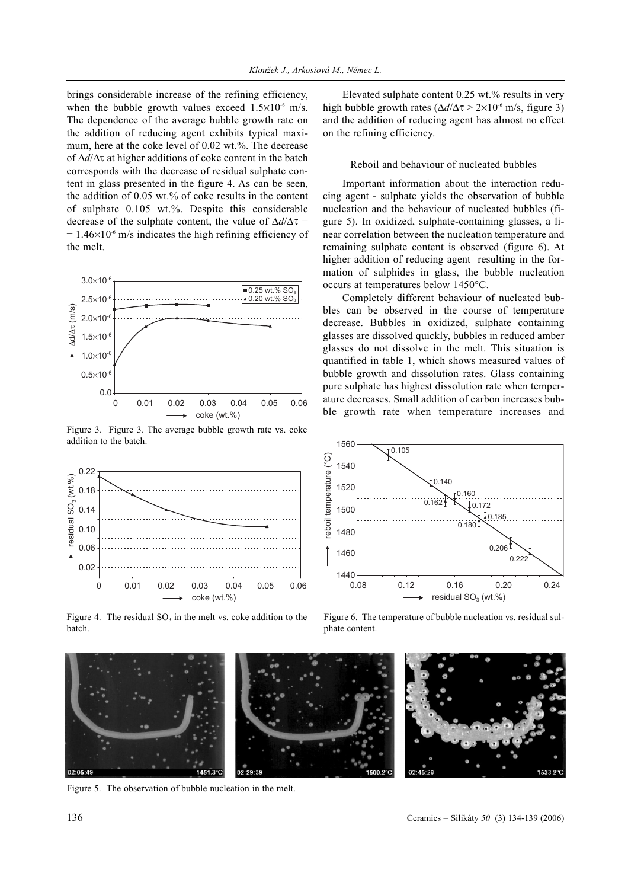brings considerable increase of the refining efficiency, when the bubble growth values exceed $1.5\times10^{-6}$ m/s. The dependence of the average bubble growth rate on the addition of reducing agent exhibits typical maximum, here at the coke level of 0.02 wt.%. The decrease of $\Delta d/\Delta\tau$ at higher additions of coke content in the batch corresponds with the decrease of residual sulphate content in glass presented in the figure 4. As can be seen, the addition of 0.05 wt.% of coke results in the content of sulphate 0.105 wt.%. Despite this considerable decrease of the sulphate content, the value of $\Delta d/\Delta\tau = 1.46\times10^{-6}$ m/s indicates the high refining efficiency of the melt.

Figure 3. Figure 3. The average bubble growth rate vs. coke addition to the batch.

Figure 4. The residual $SO_3$ in the melt vs. coke addition to the batch.

Elevated sulphate content 0.25 wt.% results in very high bubble growth rates ($\Delta d/\Delta\tau > 2\times10^{-6}$ m/s, figure 3) and the addition of reducing agent has almost no effect on the refining efficiency.

## Reboil and behaviour of nucleated bubbles

Important information about the interaction reducing agent - sulphate yields the observation of bubble nucleation and the behaviour of nucleated bubbles (figure 5). In oxidized, sulphate-containing glasses, a linear correlation between the nucleation temperature and remaining sulphate content is observed (figure 6). At higher addition of reducing agent resulting in the formation of sulphides in glass, the bubble nucleation occurs at temperatures below 1450°C.

Completely different behaviour of nucleated bubbles can be observed in the course of temperature decrease. Bubbles in oxidized, sulphate containing glasses are dissolved quickly, bubbles in reduced amber glasses do not dissolve in the melt. This situation is quantified in table 1, which shows measured values of bubble growth and dissolution rates. Glass containing pure sulphate has highest dissolution rate when temperature decreases. Small addition of carbon increases bubble growth rate when temperature increases and

Figure 6. The temperature of bubble nucleation vs. residual sulphate content.

Figure 5. The observation of bubble nucleation in the melt.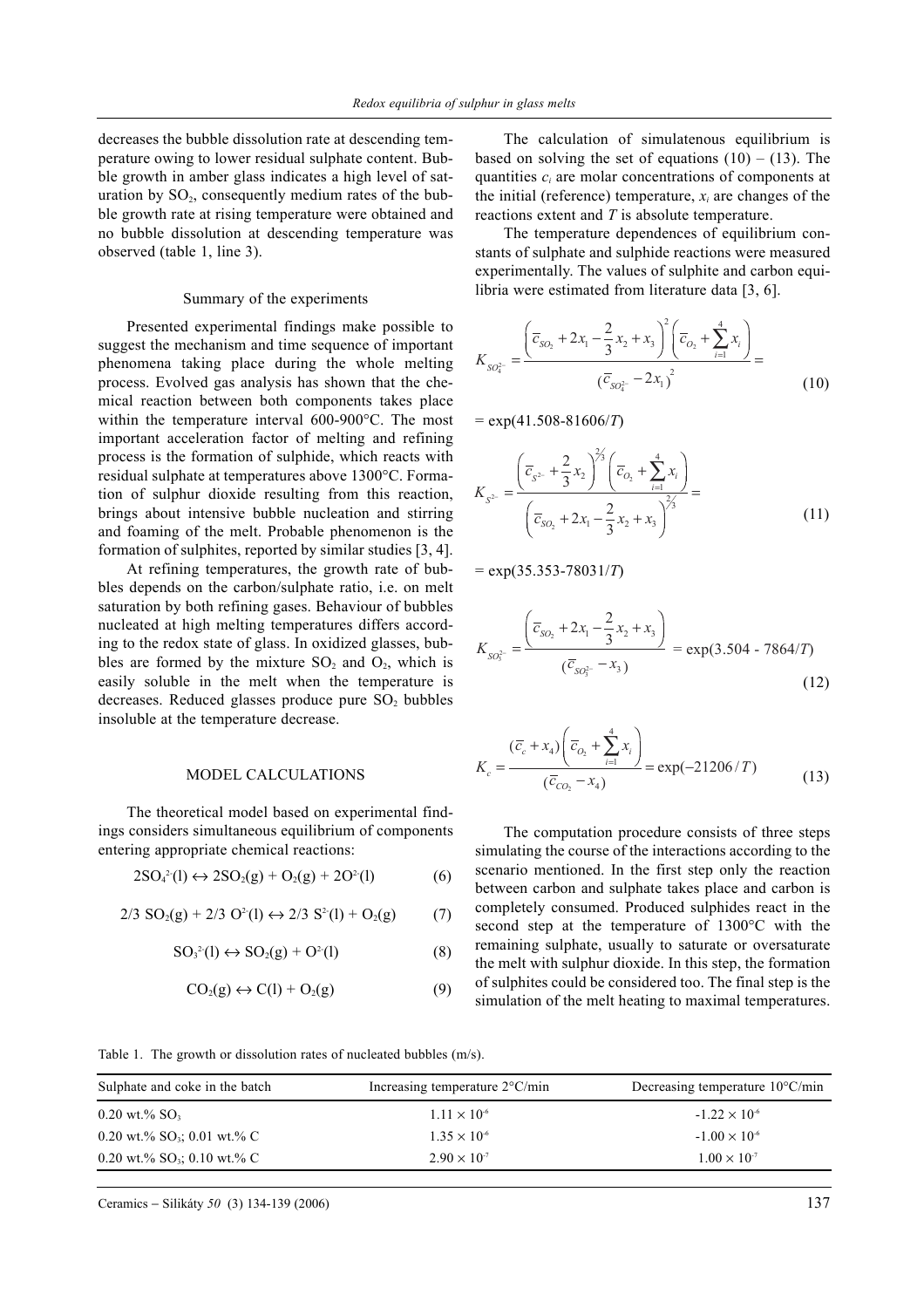decreases the bubble dissolution rate at descending temperature owing to lower residual sulphate content. Bubble growth in amber glass indicates a high level of saturation by $SO_2$, consequently medium rates of the bubble growth rate at rising temperature were obtained and no bubble dissolution at descending temperature was observed (table 1, line 3).

### Summary of the experiments

Presented experimental findings make possible to suggest the mechanism and time sequence of important phenomena taking place during the whole melting process. Evolved gas analysis has shown that the chemical reaction between both components takes place within the temperature interval 600-900°C. The most important acceleration factor of melting and refining process is the formation of sulphide, which reacts with residual sulphate at temperatures above 1300°C. Formation of sulphur dioxide resulting from this reaction, brings about intensive bubble nucleation and stirring and foaming of the melt. Probable phenomenon is the formation of sulphites, reported by similar studies [3, 4].

At refining temperatures, the growth rate of bubbles depends on the carbon/sulphate ratio, i.e. on melt saturation by both refining gases. Behaviour of bubbles nucleated at high melting temperatures differs according to the redox state of glass. In oxidized glasses, bubbles are formed by the mixture $SO_2$ and $O_2$, which is easily soluble in the melt when the temperature is decreases. Reduced glasses produce pure $SO_2$ bubbles insoluble at the temperature decrease.

## MODEL CALCULATIONS

The theoretical model based on experimental findings considers simultaneous equilibrium of components entering appropriate chemical reactions:

$$2SO_4^{2-}(l) \leftrightarrow 2SO_2(g) + O_2(g) + 2O^{2-}(l) \tag{6}$$

$$2/3\ SO_2(g) + 2/3\ O^{2-}(l) \leftrightarrow 2/3\ S^{2-}(l) + O_2(g) \tag{7}$$

$$SO_3^{2-}(l) \leftrightarrow SO_2(g) + O^{2-}(l) \tag{8}$$

$$CO_2(g) \leftrightarrow C(l) + O_2(g) \tag{9}$$

The calculation of simulatenous equilibrium is based on solving the set of equations (10) – (13). The quantities $c_i$ are molar concentrations of components at the initial (reference) temperature, $x_i$ are changes of the reactions extent and $T$ is absolute temperature.

The temperature dependences of equilibrium constants of sulphate and sulphide reactions were measured experimentally. The values of sulphite and carbon equilibria were estimated from literature data [3, 6].

$$K_{SO_4^{2-}} = \frac{\left(\bar{c}_{SO_2} + 2x_1 - \frac{2}{3}x_2 + x_3\right)^2 \left(\bar{c}_{O_2} + \sum_{i=1}^{4} x_i\right)}{(\bar{c}_{SO_4^{2-}} - 2x_1)^2} = \tag{10}$$

$= \exp(41.508-81606/T)$

$$K_{S^{2-}} = \frac{\left(\bar{c}_{S^{2-}} + \frac{2}{3}x_2\right)^{2/3} \left(\bar{c}_{O_2} + \sum_{i=1}^{4} x_i\right)}{\left(\bar{c}_{SO_2} + 2x_1 - \frac{2}{3}x_2 + x_3\right)^{2/3}} = \tag{11}$$

$= \exp(35.353-78031/T)$

$$K_{SO_3^{2-}} = \frac{\left(\bar{c}_{SO_2} + 2x_1 - \frac{2}{3}x_2 + x_3\right)}{(\bar{c}_{SO_3^{2-}} - x_3)} = \exp(3.504 - 7864/T) \tag{12}$$

$$K_c = \frac{(\bar{c}_c + x_4)\left(\bar{c}_{O_2} + \sum_{i=1}^{4} x_i\right)}{(\bar{c}_{CO_2} - x_4)} = \exp(-21206/T) \tag{13}$$

The computation procedure consists of three steps simulating the course of the interactions according to the scenario mentioned. In the first step only the reaction between carbon and sulphate takes place and carbon is completely consumed. Produced sulphides react in the second step at the temperature of 1300°C with the remaining sulphate, usually to saturate or oversaturate the melt with sulphur dioxide. In this step, the formation of sulphites could be considered too. The final step is the simulation of the melt heating to maximal temperatures.

Table 1. The growth or dissolution rates of nucleated bubbles (m/s).

| Sulphate and coke in the batch | Increasing temperature 2°C/min | Decreasing temperature 10°C/min |
|---|---|---|
| 0.20 wt.% $SO_3$ | $1.11 \times 10^{-6}$ | $-1.22 \times 10^{-6}$ |
| 0.20 wt.% $SO_3$; 0.01 wt.% C | $1.35 \times 10^{-6}$ | $-1.00 \times 10^{-6}$ |
| 0.20 wt.% $SO_3$; 0.10 wt.% C | $2.90 \times 10^{-7}$ | $1.00 \times 10^{-7}$ |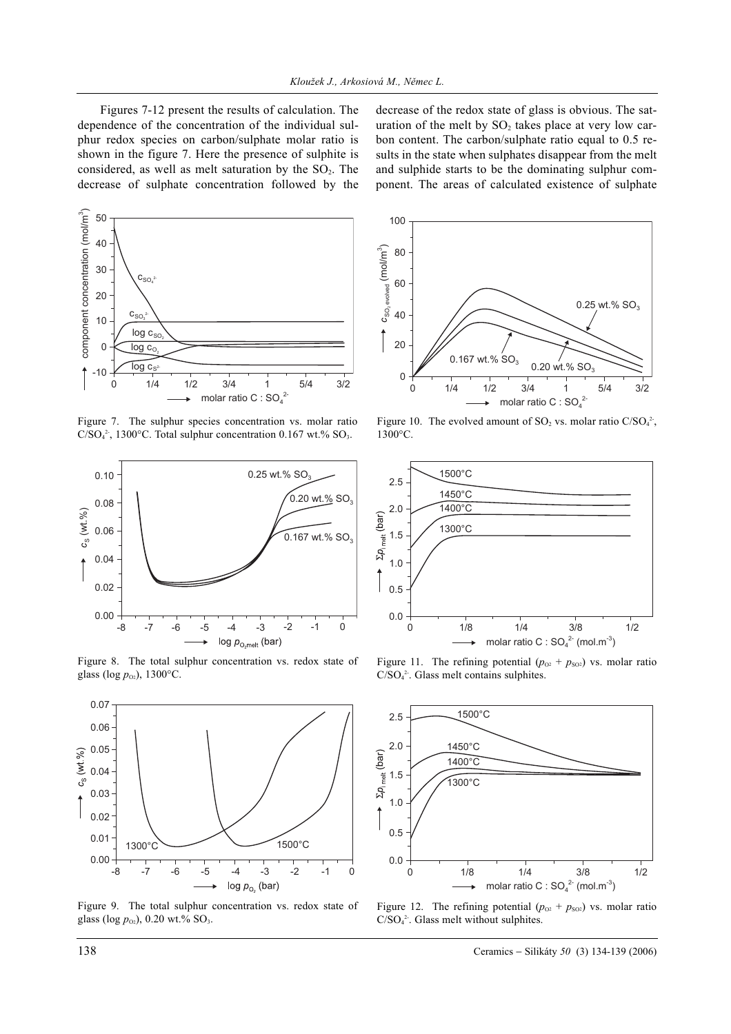Figures 7-12 present the results of calculation. The dependence of the concentration of the individual sulphur redox species on carbon/sulphate molar ratio is shown in the figure 7. Here the presence of sulphite is considered, as well as melt saturation by the $SO_2$. The decrease of sulphate concentration followed by the decrease of the redox state of glass is obvious. The saturation of the melt by $SO_2$ takes place at very low carbon content. The carbon/sulphate ratio equal to 0.5 results in the state when sulphates disappear from the melt and sulphide starts to be the dominating sulphur component. The areas of calculated existence of sulphate

Figure 7. The sulphur species concentration vs. molar ratio $C/SO_4^{2-}$, 1300°C. Total sulphur concentration 0.167 wt.% $SO_3$.

Figure 8. The total sulphur concentration vs. redox state of glass ($\log p_{O_2}$), 1300°C.

Figure 9. The total sulphur concentration vs. redox state of glass ($\log p_{O_2}$), 0.20 wt.% $SO_3$.

Figure 10. The evolved amount of $SO_2$ vs. molar ratio $C/SO_4^{2-}$, 1300°C.

Figure 11. The refining potential ($p_{O_2} + p_{SO_2}$) vs. molar ratio $C/SO_4^{2-}$. Glass melt contains sulphites.

Figure 12. The refining potential ($p_{O_2} + p_{SO_2}$) vs. molar ratio $C/SO_4^{2-}$. Glass melt without sulphites.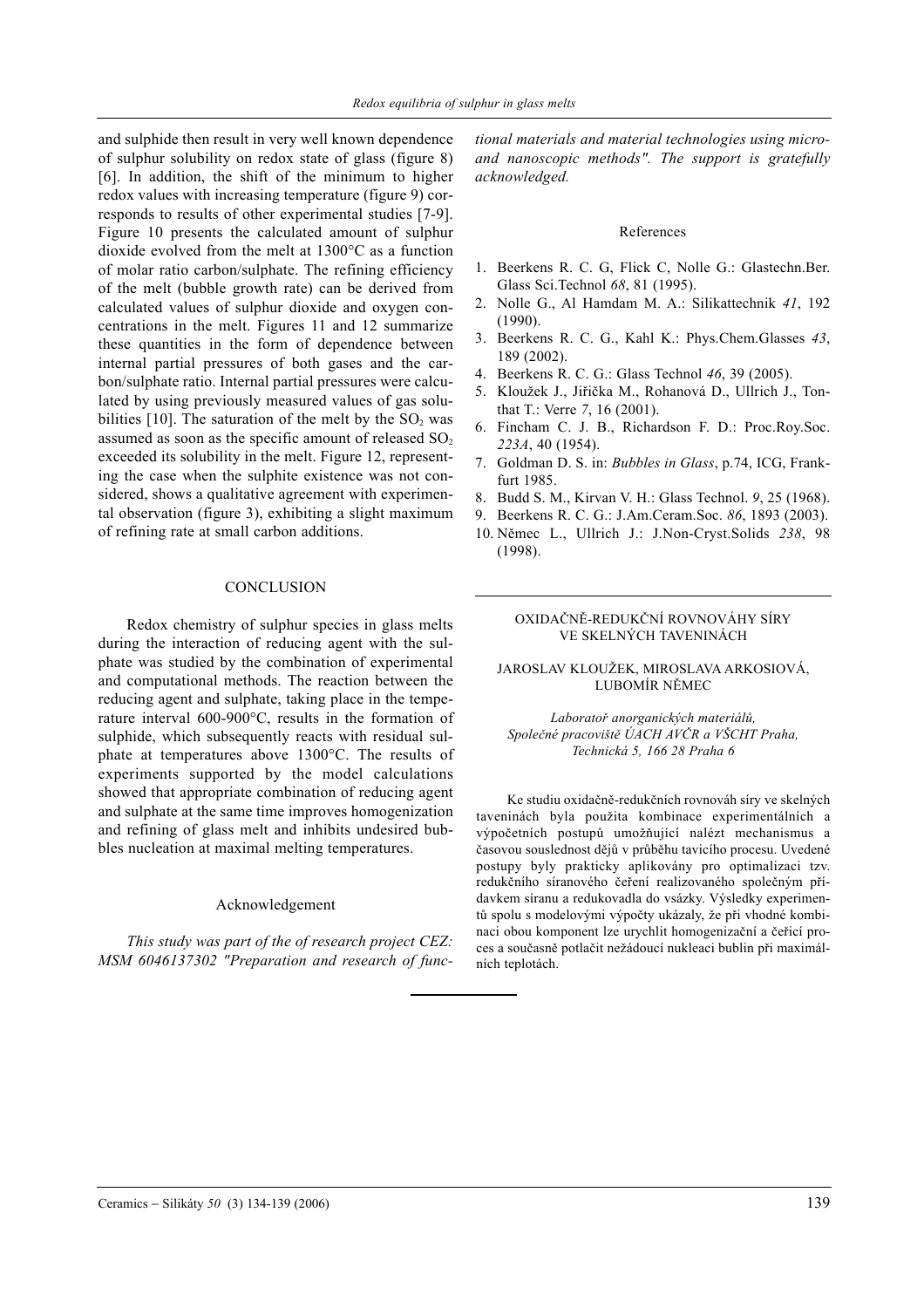and sulphide then result in very well known dependence of sulphur solubility on redox state of glass (figure 8) [6]. In addition, the shift of the minimum to higher redox values with increasing temperature (figure 9) corresponds to results of other experimental studies [7-9]. Figure 10 presents the calculated amount of sulphur dioxide evolved from the melt at 1300°C as a function of molar ratio carbon/sulphate. The refining efficiency of the melt (bubble growth rate) can be derived from calculated values of sulphur dioxide and oxygen concentrations in the melt. Figures 11 and 12 summarize these quantities in the form of dependence between internal partial pressures of both gases and the carbon/sulphate ratio. Internal partial pressures were calculated by using previously measured values of gas solubilities [10]. The saturation of the melt by the $SO_2$ was assumed as soon as the specific amount of released $SO_2$ exceeded its solubility in the melt. Figure 12, representing the case when the sulphite existence was not considered, shows a qualitative agreement with experimental observation (figure 3), exhibiting a slight maximum of refining rate at small carbon additions.

## CONCLUSION

Redox chemistry of sulphur species in glass melts during the interaction of reducing agent with the sulphate was studied by the combination of experimental and computational methods. The reaction between the reducing agent and sulphate, taking place in the temperature interval 600-900°C, results in the formation of sulphide, which subsequently reacts with residual sulphate at temperatures above 1300°C. The results of experiments supported by the model calculations showed that appropriate combination of reducing agent and sulphate at the same time improves homogenization and refining of glass melt and inhibits undesired bubbles nucleation at maximal melting temperatures.

### Acknowledgement

*This study was part of the of research project CEZ: MSM 6046137302 "Preparation and research of functional materials and material technologies using micro- and nanoscopic methods". The support is gratefully acknowledged.*

### References

1. Beerkens R. C. G, Flick C, Nolle G.: Glastechn.Ber. Glass Sci.Technol *68*, 81 (1995).
2. Nolle G., Al Hamdam M. A.: Silikattechnik *41*, 192 (1990).
3. Beerkens R. C. G., Kahl K.: Phys.Chem.Glasses *43*, 189 (2002).
4. Beerkens R. C. G.: Glass Technol *46*, 39 (2005).
5. Kloužek J., Jiřička M., Rohanová D., Ullrich J., Tonthat T.: Verre *7*, 16 (2001).
6. Fincham C. J. B., Richardson F. D.: Proc.Roy.Soc. *223A*, 40 (1954).
7. Goldman D. S. in: *Bubbles in Glass*, p.74, ICG, Frankfurt 1985.
8. Budd S. M., Kirvan V. H.: Glass Technol. *9*, 25 (1968).
9. Beerkens R. C. G.: J.Am.Ceram.Soc. *86*, 1893 (2003).
10. Němec L., Ullrich J.: J.Non-Cryst.Solids *238*, 98 (1998).

## OXIDAČNĚ-REDUKČNÍ ROVNOVÁHY SÍRY VE SKELNÝCH TAVENINÁCH

JAROSLAV KLOUŽEK, MIROSLAVA ARKOSIOVÁ, LUBOMÍR NĚMEC

*Laboratoř anorganických materiálů, Společné pracoviště ÚACH AVČR a VŠCHT Praha, Technická 5, 166 28 Praha 6*

Ke studiu oxidačně-redukčních rovnováh síry ve skelných taveninách byla použita kombinace experimentálních a výpočetních postupů umožňující nalézt mechanismus a časovou souslednost dějů v průběhu tavicího procesu. Uvedené postupy byly prakticky aplikovány pro optimalizaci tzv. redukčního síranového čeření realizovaného společným přídavkem síranu a redukovadla do vsázky. Výsledky experimentů spolu s modelovými výpočty ukázaly, že při vhodné kombinaci obou komponent lze urychlit homogenizační a čeřící proces a současně potlačit nežádoucí nukleaci bublin při maximálních teplotách.